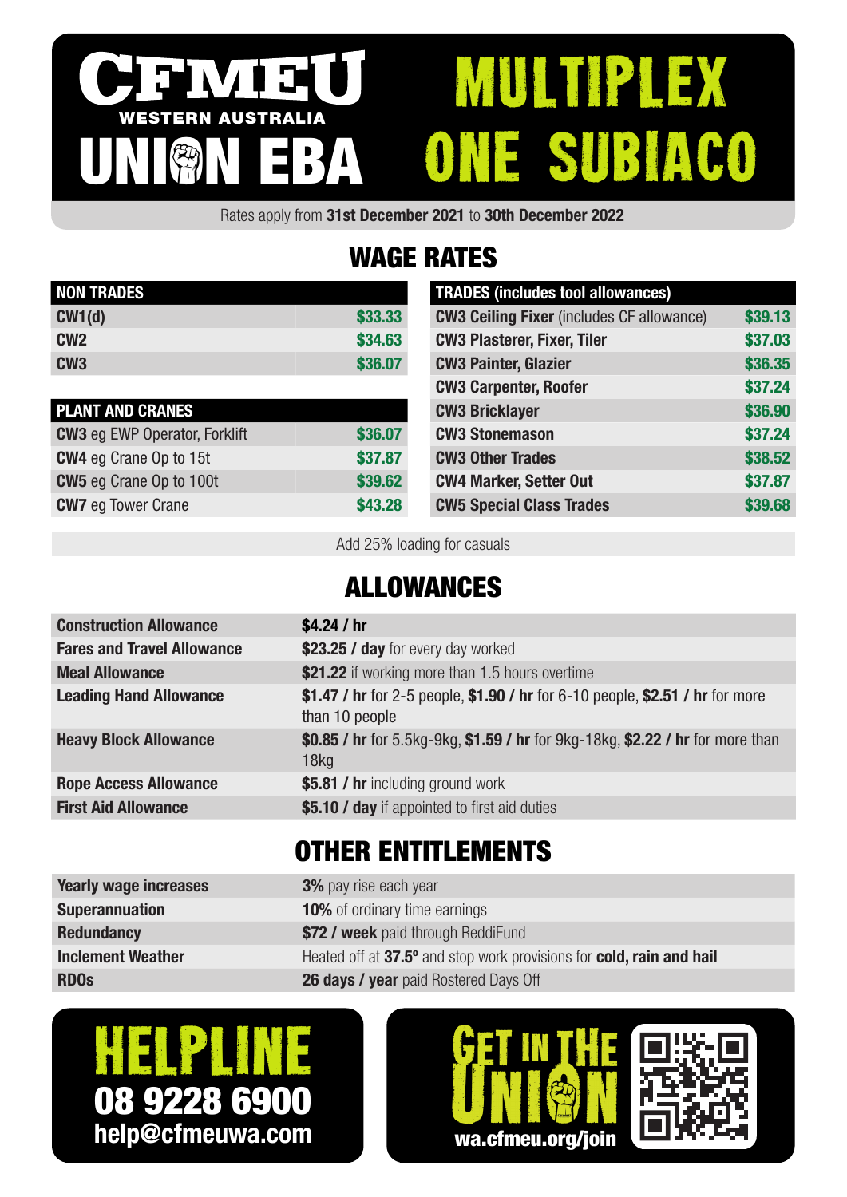# CFMEU WESTERN AUSTRALIA UNION EBA

# MULTIPLEX ONE SUBIACO

Rates apply from **31st December 2021** to **30th December 2022**

## WAGE RATES

| NON TRADES | |
|---|---|
| **CW1(d)** | $33.33 |
| **CW2** | $34.63 |
| **CW3** | $36.07 |

| PLANT AND CRANES | |
|---|---|
| **CW3** eg EWP Operator, Forklift | $36.07 |
| **CW4** eg Crane Op to 15t | $37.87 |
| **CW5** eg Crane Op to 100t | $39.62 |
| **CW7** eg Tower Crane | $43.28 |

| TRADES (includes tool allowances) | |
|---|---|
| **CW3 Ceiling Fixer** (includes CF allowance) | $39.13 |
| **CW3 Plasterer, Fixer, Tiler** | $37.03 |
| **CW3 Painter, Glazier** | $36.35 |
| **CW3 Carpenter, Roofer** | $37.24 |
| **CW3 Bricklayer** | $36.90 |
| **CW3 Stonemason** | $37.24 |
| **CW3 Other Trades** | $38.52 |
| **CW4 Marker, Setter Out** | $37.87 |
| **CW5 Special Class Trades** | $39.68 |

Add 25% loading for casuals

## ALLOWANCES

| | |
|---|---|
| **Construction Allowance** | **$4.24 / hr** |
| **Fares and Travel Allowance** | **$23.25 / day** for every day worked |
| **Meal Allowance** | **$21.22** if working more than 1.5 hours overtime |
| **Leading Hand Allowance** | **$1.47 / hr** for 2-5 people, **$1.90 / hr** for 6-10 people, **$2.51 / hr** for more than 10 people |
| **Heavy Block Allowance** | **$0.85 / hr** for 5.5kg-9kg, **$1.59 / hr** for 9kg-18kg, **$2.22 / hr** for more than 18kg |
| **Rope Access Allowance** | **$5.81 / hr** including ground work |
| **First Aid Allowance** | **$5.10 / day** if appointed to first aid duties |

## OTHER ENTITLEMENTS

| | |
|---|---|
| **Yearly wage increases** | **3%** pay rise each year |
| **Superannuation** | **10%** of ordinary time earnings |
| **Redundancy** | **$72 / week** paid through ReddiFund |
| **Inclement Weather** | Heated off at **37.5º** and stop work provisions for **cold, rain and hail** |
| **RDOs** | **26 days / year** paid Rostered Days Off |

**HELPLINE**
**08 9228 6900**
**help@cfmeuwa.com**

**GET IN THE UNION**
**wa.cfmeu.org/join**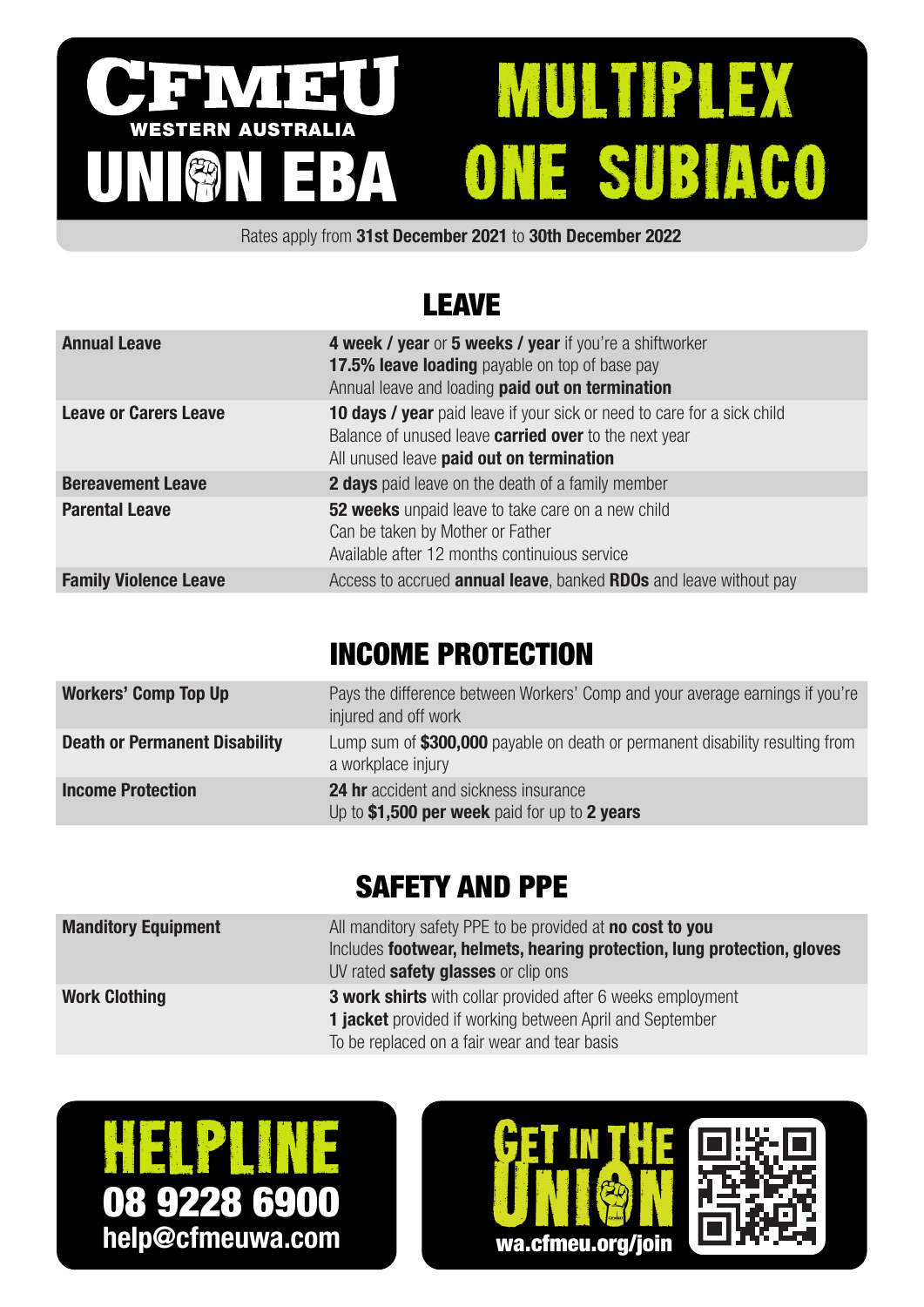# CFMEU WESTERN AUSTRALIA UNION EBA

# MULTIPLEX ONE SUBIACO

Rates apply from **31st December 2021** to **30th December 2022**

## LEAVE

| | |
|---|---|
| **Annual Leave** | **4 week / year** or **5 weeks / year** if you're a shiftworker<br>**17.5% leave loading** payable on top of base pay<br>Annual leave and loading **paid out on termination** |
| **Leave or Carers Leave** | **10 days / year** paid leave if your sick or need to care for a sick child<br>Balance of unused leave **carried over** to the next year<br>All unused leave **paid out on termination** |
| **Bereavement Leave** | **2 days** paid leave on the death of a family member |
| **Parental Leave** | **52 weeks** unpaid leave to take care on a new child<br>Can be taken by Mother or Father<br>Available after 12 months continuious service |
| **Family Violence Leave** | Access to accrued **annual leave**, banked **RDOs** and leave without pay |

## INCOME PROTECTION

| | |
|---|---|
| **Workers' Comp Top Up** | Pays the difference between Workers' Comp and your average earnings if you're injured and off work |
| **Death or Permanent Disability** | Lump sum of **$300,000** payable on death or permanent disability resulting from a workplace injury |
| **Income Protection** | **24 hr** accident and sickness insurance<br>Up to **$1,500 per week** paid for up to **2 years** |

## SAFETY AND PPE

| | |
|---|---|
| **Manditory Equipment** | All manditory safety PPE to be provided at **no cost to you**<br>Includes **footwear, helmets, hearing protection, lung protection, gloves**<br>UV rated **safety glasses** or clip ons |
| **Work Clothing** | **3 work shirts** with collar provided after 6 weeks employment<br>**1 jacket** provided if working between April and September<br>To be replaced on a fair wear and tear basis |

**HELPLINE**
**08 9228 6900**
**help@cfmeuwa.com**

**GET IN THE UNION**
**wa.cfmeu.org/join**